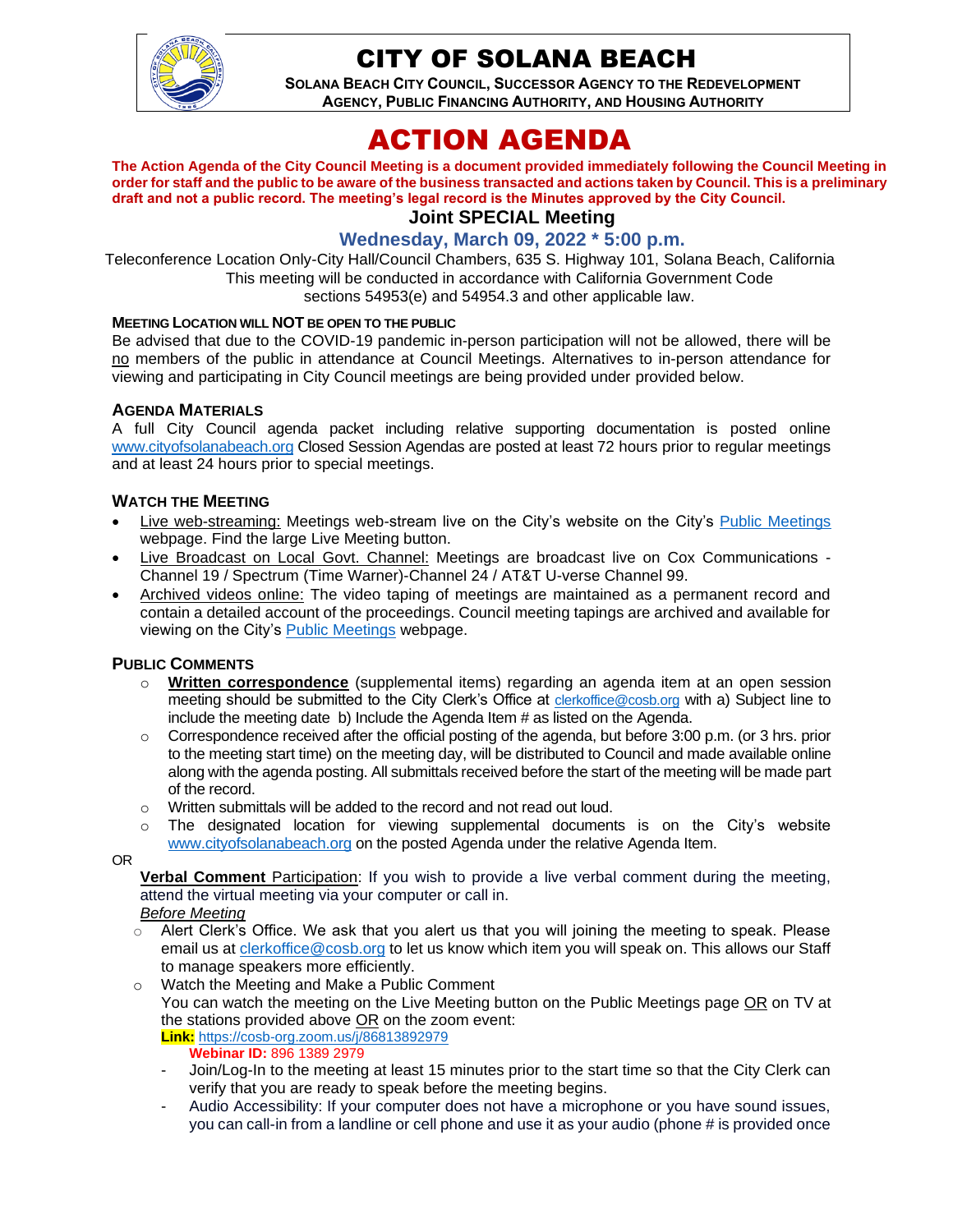# CITY OF SOLANA BEACH

**SOLANA BEACH CITY COUNCIL, SUCCESSOR AGENCY TO THE REDEVELOPMENT AGENCY, PUBLIC FINANCING AUTHORITY, AND HOUSING AUTHORITY**

# ACTION AGENDA

**The Action Agenda of the City Council Meeting is a document provided immediately following the Council Meeting in order for staff and the public to be aware of the business transacted and actions taken by Council. This is a preliminary draft and not a public record. The meeting's legal record is the Minutes approved by the City Council.**

## Joint SPECIAL Meeting

## Wednesday, March 09, 2022 * 5:00 p.m.

Teleconference Location Only-City Hall/Council Chambers, 635 S. Highway 101, Solana Beach, California
This meeting will be conducted in accordance with California Government Code sections 54953(e) and 54954.3 and other applicable law.

**MEETING LOCATION WILL NOT BE OPEN TO THE PUBLIC**

Be advised that due to the COVID-19 pandemic in-person participation will not be allowed, there will be no members of the public in attendance at Council Meetings. Alternatives to in-person attendance for viewing and participating in City Council meetings are being provided under provided below.

### AGENDA MATERIALS

A full City Council agenda packet including relative supporting documentation is posted online www.cityofsolanabeach.org Closed Session Agendas are posted at least 72 hours prior to regular meetings and at least 24 hours prior to special meetings.

### WATCH THE MEETING

- Live web-streaming: Meetings web-stream live on the City's website on the City's Public Meetings webpage. Find the large Live Meeting button.
- Live Broadcast on Local Govt. Channel: Meetings are broadcast live on Cox Communications - Channel 19 / Spectrum (Time Warner)-Channel 24 / AT&T U-verse Channel 99.
- Archived videos online: The video taping of meetings are maintained as a permanent record and contain a detailed account of the proceedings. Council meeting tapings are archived and available for viewing on the City's Public Meetings webpage.

### PUBLIC COMMENTS

- **Written correspondence** (supplemental items) regarding an agenda item at an open session meeting should be submitted to the City Clerk's Office at clerkoffice@cosb.org with a) Subject line to include the meeting date b) Include the Agenda Item # as listed on the Agenda.
- Correspondence received after the official posting of the agenda, but before 3:00 p.m. (or 3 hrs. prior to the meeting start time) on the meeting day, will be distributed to Council and made available online along with the agenda posting. All submittals received before the start of the meeting will be made part of the record.
- Written submittals will be added to the record and not read out loud.
- The designated location for viewing supplemental documents is on the City's website www.cityofsolanabeach.org on the posted Agenda under the relative Agenda Item.

OR

**Verbal Comment** Participation: If you wish to provide a live verbal comment during the meeting, attend the virtual meeting via your computer or call in.

*Before Meeting*

- Alert Clerk's Office. We ask that you alert us that you will joining the meeting to speak. Please email us at clerkoffice@cosb.org to let us know which item you will speak on. This allows our Staff to manage speakers more efficiently.
- Watch the Meeting and Make a Public Comment
  You can watch the meeting on the Live Meeting button on the Public Meetings page OR on TV at the stations provided above OR on the zoom event:
  **Link:** https://cosb-org.zoom.us/j/86813892979
  **Webinar ID:** 896 1389 2979
  - Join/Log-In to the meeting at least 15 minutes prior to the start time so that the City Clerk can verify that you are ready to speak before the meeting begins.
  - Audio Accessibility: If your computer does not have a microphone or you have sound issues, you can call-in from a landline or cell phone and use it as your audio (phone # is provided once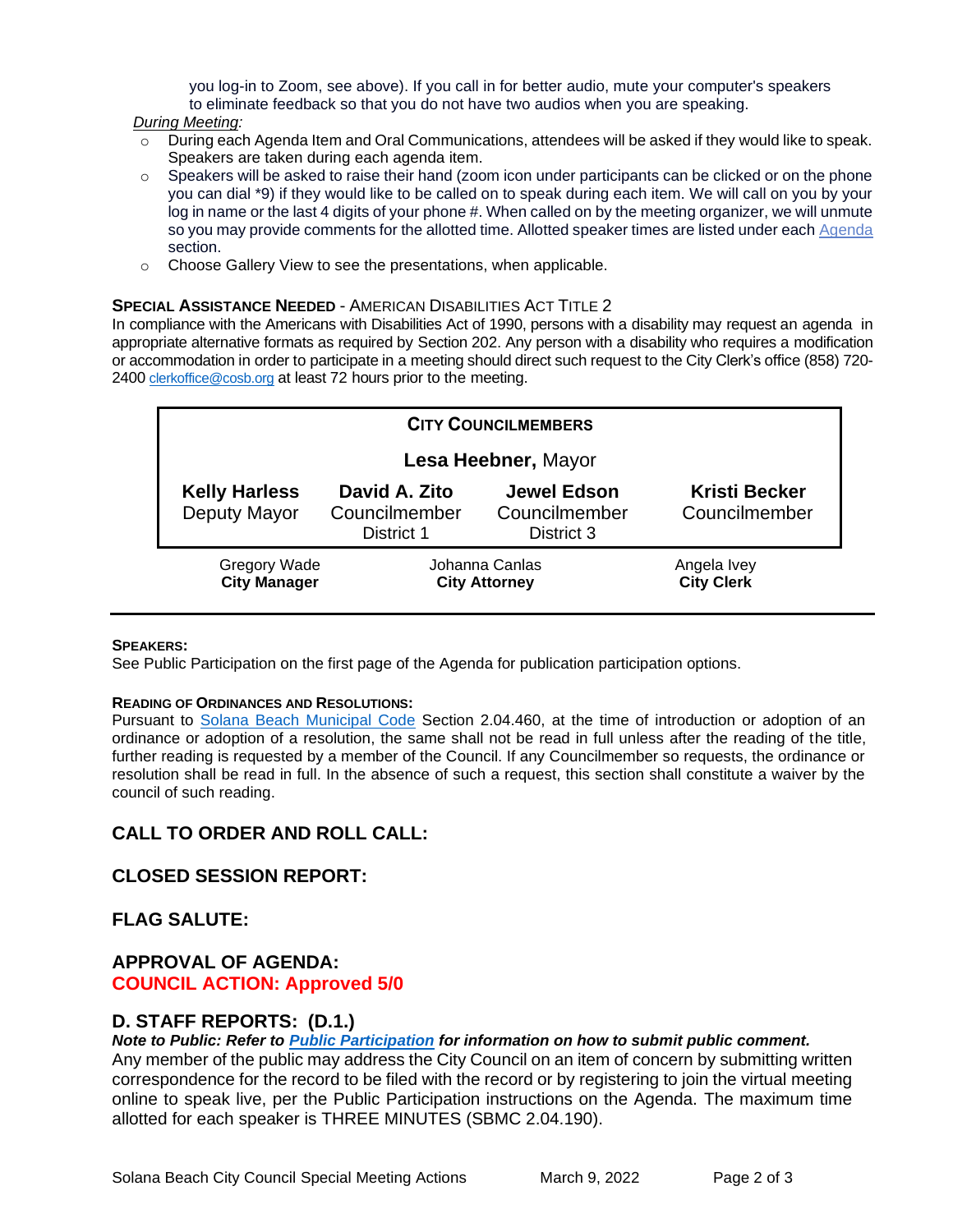you log-in to Zoom, see above). If you call in for better audio, mute your computer's speakers to eliminate feedback so that you do not have two audios when you are speaking.

*During Meeting:*

- During each Agenda Item and Oral Communications, attendees will be asked if they would like to speak. Speakers are taken during each agenda item.
- Speakers will be asked to raise their hand (zoom icon under participants can be clicked or on the phone you can dial *9) if they would like to be called on to speak during each item. We will call on you by your log in name or the last 4 digits of your phone #. When called on by the meeting organizer, we will unmute so you may provide comments for the allotted time. Allotted speaker times are listed under each Agenda section.
- Choose Gallery View to see the presentations, when applicable.

**SPECIAL ASSISTANCE NEEDED** - AMERICAN DISABILITIES ACT TITLE 2

In compliance with the Americans with Disabilities Act of 1990, persons with a disability may request an agenda in appropriate alternative formats as required by Section 202. Any person with a disability who requires a modification or accommodation in order to participate in a meeting should direct such request to the City Clerk's office (858) 720-2400 clerkoffice@cosb.org at least 72 hours prior to the meeting.

**CITY COUNCILMEMBERS**

**Lesa Heebner,** Mayor

| **Kelly Harless** | **David A. Zito** | **Jewel Edson** | **Kristi Becker** |
|---|---|---|---|
| Deputy Mayor | Councilmember District 1 | Councilmember District 3 | Councilmember |

| Gregory Wade | Johanna Canlas | Angela Ivey |
|---|---|---|
| **City Manager** | **City Attorney** | **City Clerk** |

**SPEAKERS:**

See Public Participation on the first page of the Agenda for publication participation options.

**READING OF ORDINANCES AND RESOLUTIONS:**

Pursuant to Solana Beach Municipal Code Section 2.04.460, at the time of introduction or adoption of an ordinance or adoption of a resolution, the same shall not be read in full unless after the reading of the title, further reading is requested by a member of the Council. If any Councilmember so requests, the ordinance or resolution shall be read in full. In the absence of such a request, this section shall constitute a waiver by the council of such reading.

## CALL TO ORDER AND ROLL CALL:

## CLOSED SESSION REPORT:

## FLAG SALUTE:

## APPROVAL OF AGENDA:

**COUNCIL ACTION: Approved 5/0**

## D. STAFF REPORTS: (D.1.)

***Note to Public: Refer to Public Participation for information on how to submit public comment.***

Any member of the public may address the City Council on an item of concern by submitting written correspondence for the record to be filed with the record or by registering to join the virtual meeting online to speak live, per the Public Participation instructions on the Agenda. The maximum time allotted for each speaker is THREE MINUTES (SBMC 2.04.190).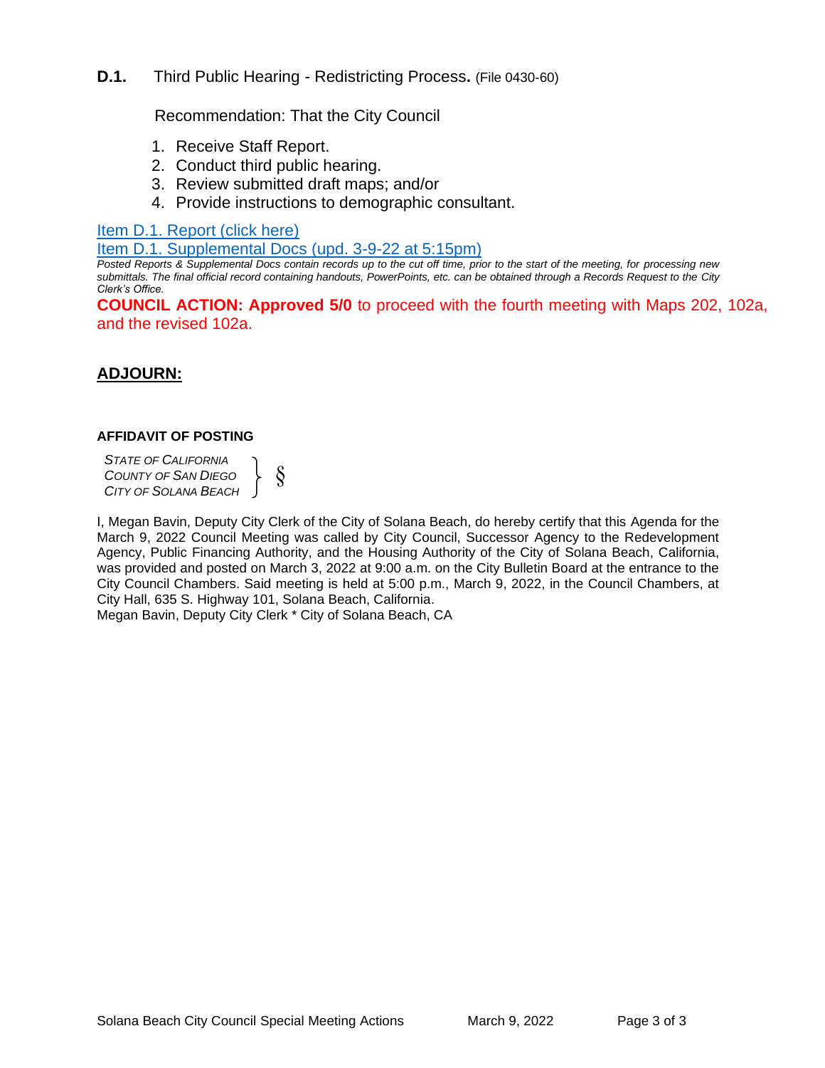**D.1.** Third Public Hearing - Redistricting Process**.** (File 0430-60)

Recommendation: That the City Council

1. Receive Staff Report.
2. Conduct third public hearing.
3. Review submitted draft maps; and/or
4. Provide instructions to demographic consultant.

[Item D.1. Report (click here)]

[Item D.1. Supplemental Docs (upd. 3-9-22 at 5:15pm)]

*Posted Reports & Supplemental Docs contain records up to the cut off time, prior to the start of the meeting, for processing new submittals. The final official record containing handouts, PowerPoints, etc. can be obtained through a Records Request to the City Clerk's Office.*

**COUNCIL ACTION: Approved 5/0** to proceed with the fourth meeting with Maps 202, 102a, and the revised 102a.

## ADJOURN:

#### AFFIDAVIT OF POSTING

*STATE OF CALIFORNIA*
*COUNTY OF SAN DIEGO* } §
*CITY OF SOLANA BEACH*

I, Megan Bavin, Deputy City Clerk of the City of Solana Beach, do hereby certify that this Agenda for the March 9, 2022 Council Meeting was called by City Council, Successor Agency to the Redevelopment Agency, Public Financing Authority, and the Housing Authority of the City of Solana Beach, California, was provided and posted on March 3, 2022 at 9:00 a.m. on the City Bulletin Board at the entrance to the City Council Chambers. Said meeting is held at 5:00 p.m., March 9, 2022, in the Council Chambers, at City Hall, 635 S. Highway 101, Solana Beach, California.
Megan Bavin, Deputy City Clerk * City of Solana Beach, CA